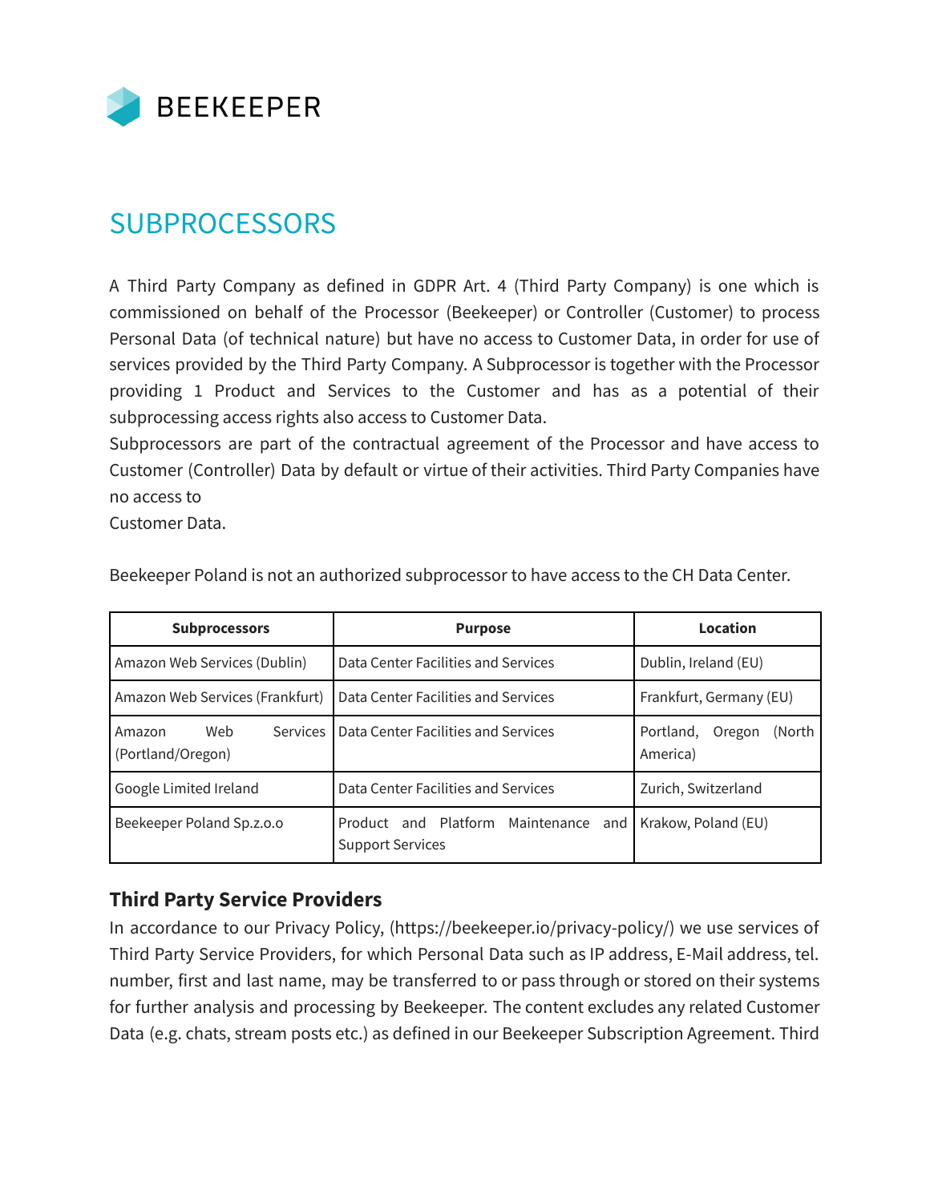BEEKEEPER

# SUBPROCESSORS

A Third Party Company as defined in GDPR Art. 4 (Third Party Company) is one which is commissioned on behalf of the Processor (Beekeeper) or Controller (Customer) to process Personal Data (of technical nature) but have no access to Customer Data, in order for use of services provided by the Third Party Company. A Subprocessor is together with the Processor providing 1 Product and Services to the Customer and has as a potential of their subprocessing access rights also access to Customer Data.
Subprocessors are part of the contractual agreement of the Processor and have access to Customer (Controller) Data by default or virtue of their activities. Third Party Companies have no access to
Customer Data.

Beekeeper Poland is not an authorized subprocessor to have access to the CH Data Center.

| Subprocessors | Purpose | Location |
|---|---|---|
| Amazon Web Services (Dublin) | Data Center Facilities and Services | Dublin, Ireland (EU) |
| Amazon Web Services (Frankfurt) | Data Center Facilities and Services | Frankfurt, Germany (EU) |
| Amazon Web Services (Portland/Oregon) | Data Center Facilities and Services | Portland, Oregon (North America) |
| Google Limited Ireland | Data Center Facilities and Services | Zurich, Switzerland |
| Beekeeper Poland Sp.z.o.o | Product and Platform Maintenance and Support Services | Krakow, Poland (EU) |

### Third Party Service Providers

In accordance to our Privacy Policy, (https://beekeeper.io/privacy-policy/) we use services of Third Party Service Providers, for which Personal Data such as IP address, E-Mail address, tel. number, first and last name, may be transferred to or pass through or stored on their systems for further analysis and processing by Beekeeper. The content excludes any related Customer Data (e.g. chats, stream posts etc.) as defined in our Beekeeper Subscription Agreement. Third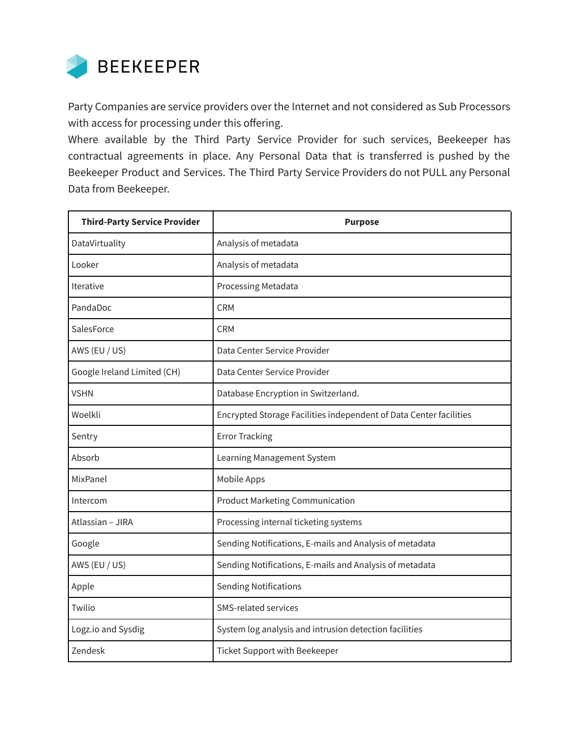Party Companies are service providers over the Internet and not considered as Sub Processors with access for processing under this offering.

Where available by the Third Party Service Provider for such services, Beekeeper has contractual agreements in place. Any Personal Data that is transferred is pushed by the Beekeeper Product and Services. The Third Party Service Providers do not PULL any Personal Data from Beekeeper.

| Third-Party Service Provider | Purpose |
| --- | --- |
| DataVirtuality | Analysis of metadata |
| Looker | Analysis of metadata |
| Iterative | Processing Metadata |
| PandaDoc | CRM |
| SalesForce | CRM |
| AWS (EU / US) | Data Center Service Provider |
| Google Ireland Limited (CH) | Data Center Service Provider |
| VSHN | Database Encryption in Switzerland. |
| Woelkli | Encrypted Storage Facilities independent of Data Center facilities |
| Sentry | Error Tracking |
| Absorb | Learning Management System |
| MixPanel | Mobile Apps |
| Intercom | Product Marketing Communication |
| Atlassian – JIRA | Processing internal ticketing systems |
| Google | Sending Notifications, E-mails and Analysis of metadata |
| AWS (EU / US) | Sending Notifications, E-mails and Analysis of metadata |
| Apple | Sending Notifications |
| Twilio | SMS-related services |
| Logz.io and Sysdig | System log analysis and intrusion detection facilities |
| Zendesk | Ticket Support with Beekeeper |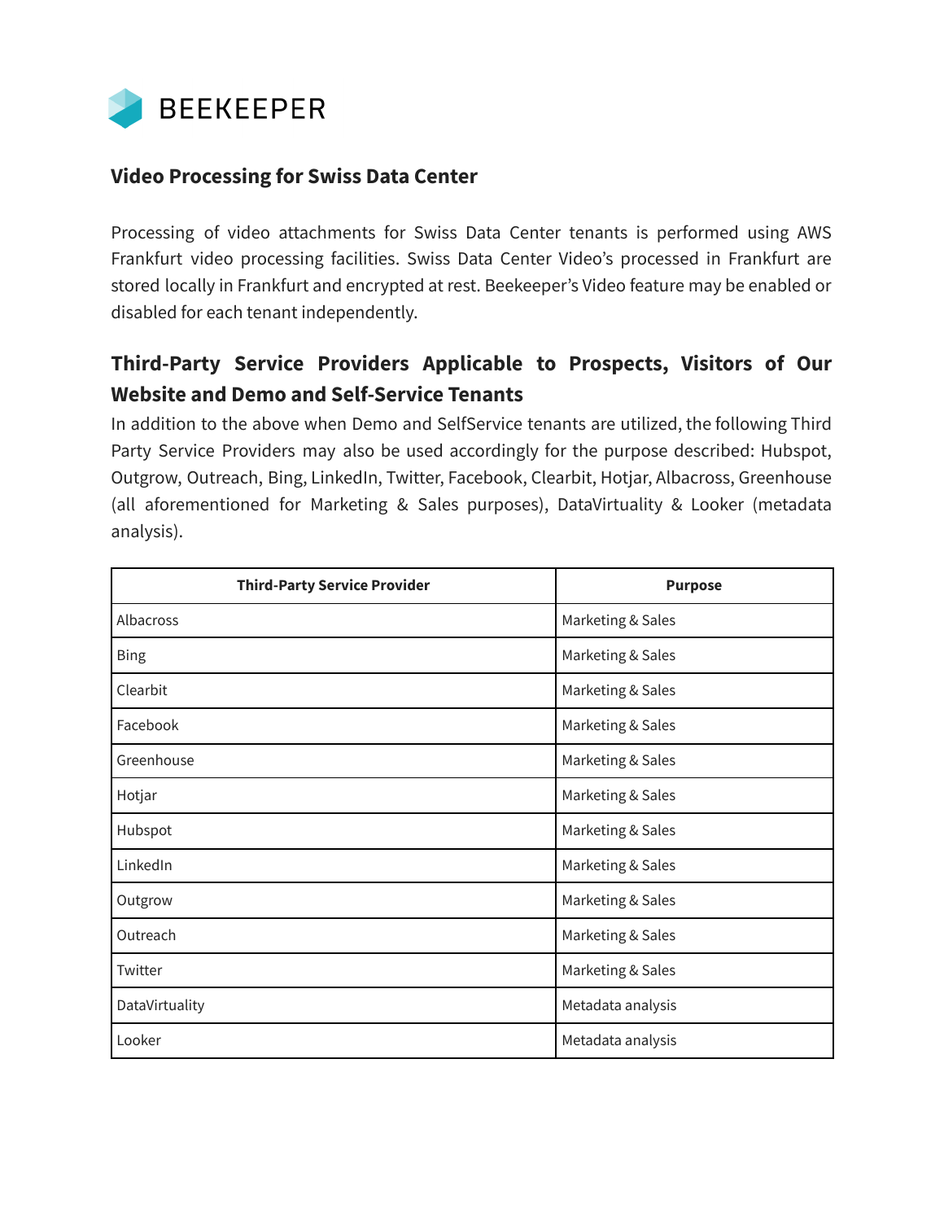BEEKEEPER

### Video Processing for Swiss Data Center

Processing of video attachments for Swiss Data Center tenants is performed using AWS Frankfurt video processing facilities. Swiss Data Center Video's processed in Frankfurt are stored locally in Frankfurt and encrypted at rest. Beekeeper's Video feature may be enabled or disabled for each tenant independently.

## Third-Party Service Providers Applicable to Prospects, Visitors of Our Website and Demo and Self-Service Tenants

In addition to the above when Demo and SelfService tenants are utilized, the following Third Party Service Providers may also be used accordingly for the purpose described: Hubspot, Outgrow, Outreach, Bing, LinkedIn, Twitter, Facebook, Clearbit, Hotjar, Albacross, Greenhouse (all aforementioned for Marketing & Sales purposes), DataVirtuality & Looker (metadata analysis).

| Third-Party Service Provider | Purpose |
|---|---|
| Albacross | Marketing & Sales |
| Bing | Marketing & Sales |
| Clearbit | Marketing & Sales |
| Facebook | Marketing & Sales |
| Greenhouse | Marketing & Sales |
| Hotjar | Marketing & Sales |
| Hubspot | Marketing & Sales |
| LinkedIn | Marketing & Sales |
| Outgrow | Marketing & Sales |
| Outreach | Marketing & Sales |
| Twitter | Marketing & Sales |
| DataVirtuality | Metadata analysis |
| Looker | Metadata analysis |